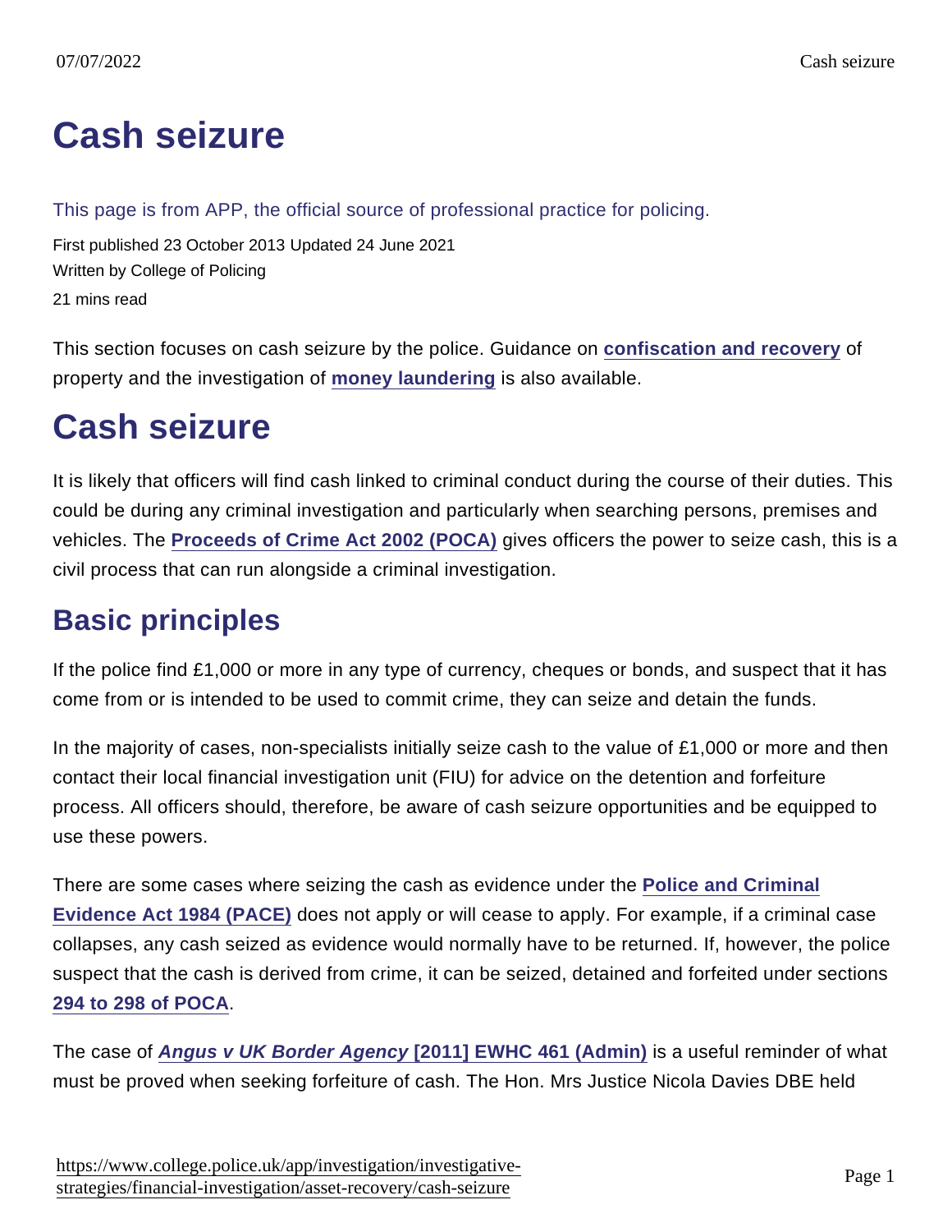# Cash seizure

This page is from APP, the official source of professional practice for policing.

First published 23 October 2013 Updated 24 June 2021
Written by College of Policing
21 mins read

This section focuses on cash seizure by the police. Guidance on **confiscation and recovery** of property and the investigation of **money laundering** is also available.

# Cash seizure

It is likely that officers will find cash linked to criminal conduct during the course of their duties. This could be during any criminal investigation and particularly when searching persons, premises and vehicles. The **Proceeds of Crime Act 2002 (POCA)** gives officers the power to seize cash, this is a civil process that can run alongside a criminal investigation.

## Basic principles

If the police find £1,000 or more in any type of currency, cheques or bonds, and suspect that it has come from or is intended to be used to commit crime, they can seize and detain the funds.

In the majority of cases, non-specialists initially seize cash to the value of £1,000 or more and then contact their local financial investigation unit (FIU) for advice on the detention and forfeiture process. All officers should, therefore, be aware of cash seizure opportunities and be equipped to use these powers.

There are some cases where seizing the cash as evidence under the **Police and Criminal Evidence Act 1984 (PACE)** does not apply or will cease to apply. For example, if a criminal case collapses, any cash seized as evidence would normally have to be returned. If, however, the police suspect that the cash is derived from crime, it can be seized, detained and forfeited under sections **294 to 298 of POCA**.

The case of ***Angus v UK Border Agency* [2011] EWHC 461 (Admin)** is a useful reminder of what must be proved when seeking forfeiture of cash. The Hon. Mrs Justice Nicola Davies DBE held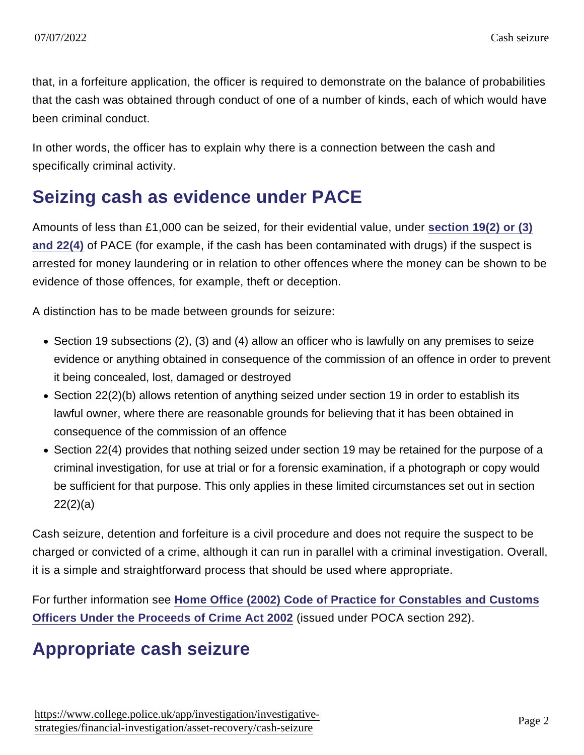that, in a forfeiture application, the officer is required to demonstrate on the balance of probabilities that the cash was obtained through conduct of one of a number of kinds, each of which would have been criminal conduct.

In other words, the officer has to explain why there is a connection between the cash and specifically criminal activity.

## Seizing cash as evidence under PACE

Amounts of less than £1,000 can be seized, for their evidential value, under section 19(2) or (3) and 22(4) of PACE (for example, if the cash has been contaminated with drugs) if the suspect is arrested for money laundering or in relation to other offences where the money can be shown to be evidence of those offences, for example, theft or deception.

A distinction has to be made between grounds for seizure:

- Section 19 subsections (2), (3) and (4) allow an officer who is lawfully on any premises to seize evidence or anything obtained in consequence of the commission of an offence in order to prevent it being concealed, lost, damaged or destroyed
- Section 22(2)(b) allows retention of anything seized under section 19 in order to establish its lawful owner, where there are reasonable grounds for believing that it has been obtained in consequence of the commission of an offence
- Section 22(4) provides that nothing seized under section 19 may be retained for the purpose of a criminal investigation, for use at trial or for a forensic examination, if a photograph or copy would be sufficient for that purpose. This only applies in these limited circumstances set out in section 22(2)(a)

Cash seizure, detention and forfeiture is a civil procedure and does not require the suspect to be charged or convicted of a crime, although it can run in parallel with a criminal investigation. Overall, it is a simple and straightforward process that should be used where appropriate.

For further information see Home Office (2002) Code of Practice for Constables and Customs Officers Under the Proceeds of Crime Act 2002 (issued under POCA section 292).

## Appropriate cash seizure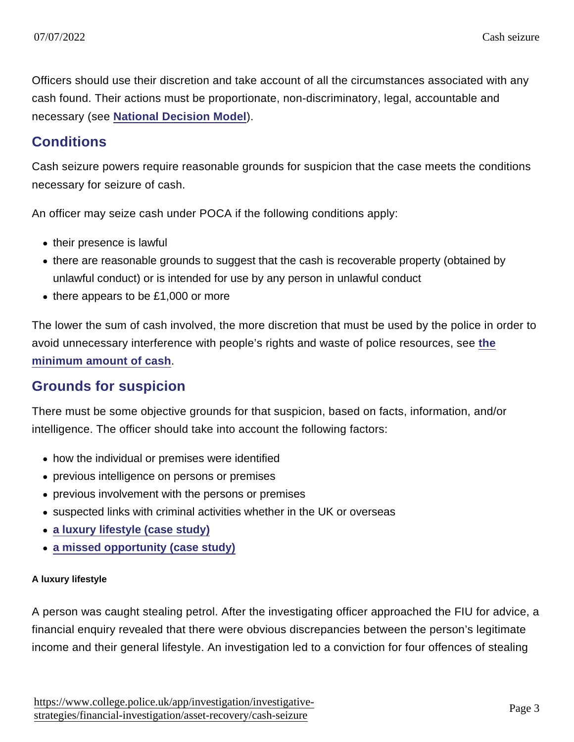Officers should use their discretion and take account of all the circumstances associated with any cash found. Their actions must be proportionate, non-discriminatory, legal, accountable and necessary (see National Decision Model).

## Conditions

Cash seizure powers require reasonable grounds for suspicion that the case meets the conditions necessary for seizure of cash.

An officer may seize cash under POCA if the following conditions apply:

- their presence is lawful
- there are reasonable grounds to suggest that the cash is recoverable property (obtained by unlawful conduct) or is intended for use by any person in unlawful conduct
- there appears to be £1,000 or more

The lower the sum of cash involved, the more discretion that must be used by the police in order to avoid unnecessary interference with people's rights and waste of police resources, see the minimum amount of cash.

## Grounds for suspicion

There must be some objective grounds for that suspicion, based on facts, information, and/or intelligence. The officer should take into account the following factors:

- how the individual or premises were identified
- previous intelligence on persons or premises
- previous involvement with the persons or premises
- suspected links with criminal activities whether in the UK or overseas
- a luxury lifestyle (case study)
- a missed opportunity (case study)

#### A luxury lifestyle

A person was caught stealing petrol. After the investigating officer approached the FIU for advice, a financial enquiry revealed that there were obvious discrepancies between the person's legitimate income and their general lifestyle. An investigation led to a conviction for four offences of stealing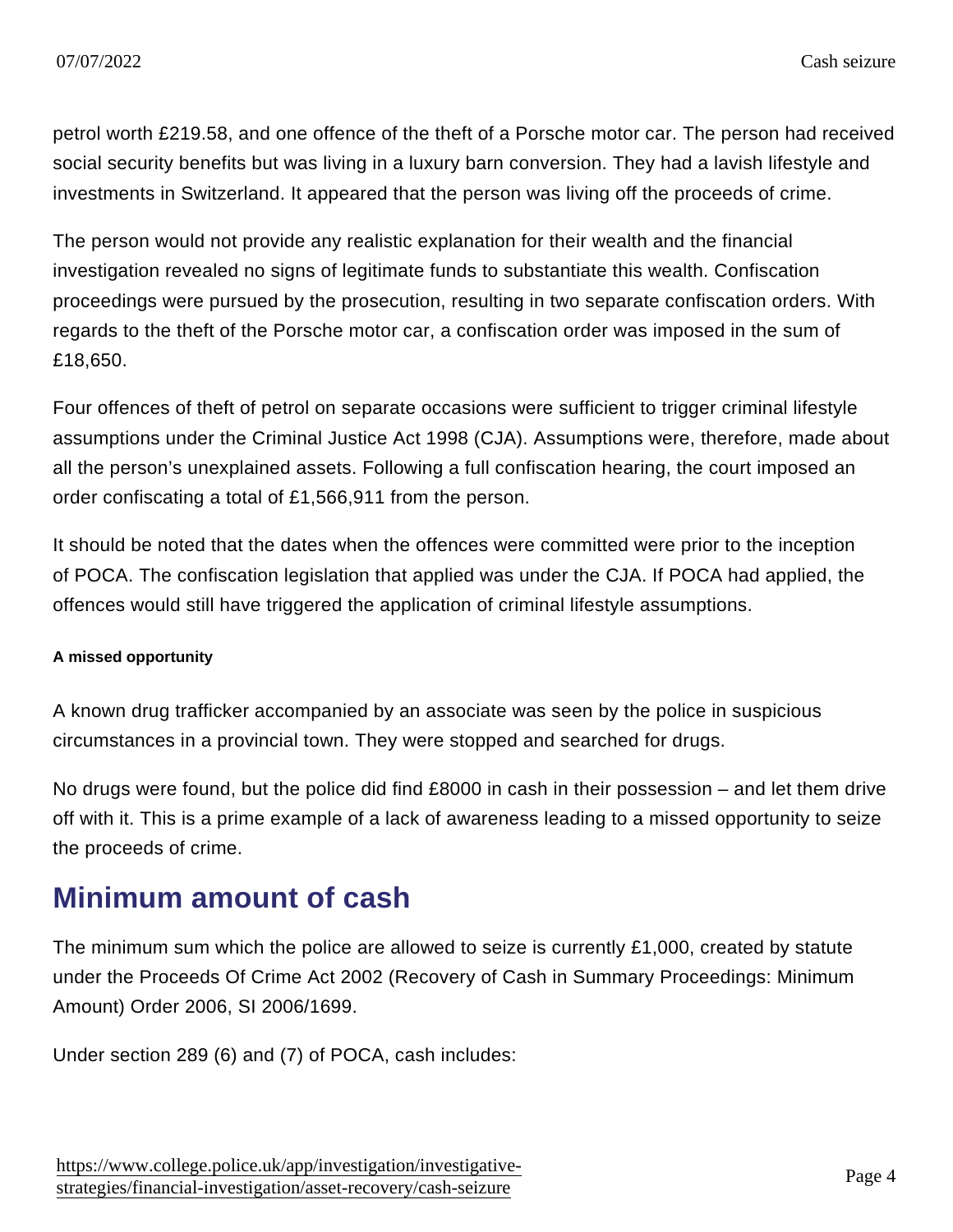petrol worth £219.58, and one offence of the theft of a Porsche motor car. The person had received social security benefits but was living in a luxury barn conversion. They had a lavish lifestyle and investments in Switzerland. It appeared that the person was living off the proceeds of crime.

The person would not provide any realistic explanation for their wealth and the financial investigation revealed no signs of legitimate funds to substantiate this wealth. Confiscation proceedings were pursued by the prosecution, resulting in two separate confiscation orders. With regards to the theft of the Porsche motor car, a confiscation order was imposed in the sum of £18,650.

Four offences of theft of petrol on separate occasions were sufficient to trigger criminal lifestyle assumptions under the Criminal Justice Act 1998 (CJA). Assumptions were, therefore, made about all the person's unexplained assets. Following a full confiscation hearing, the court imposed an order confiscating a total of £1,566,911 from the person.

It should be noted that the dates when the offences were committed were prior to the inception of POCA. The confiscation legislation that applied was under the CJA. If POCA had applied, the offences would still have triggered the application of criminal lifestyle assumptions.

#### A missed opportunity

A known drug trafficker accompanied by an associate was seen by the police in suspicious circumstances in a provincial town. They were stopped and searched for drugs.

No drugs were found, but the police did find £8000 in cash in their possession – and let them drive off with it. This is a prime example of a lack of awareness leading to a missed opportunity to seize the proceeds of crime.

## Minimum amount of cash

The minimum sum which the police are allowed to seize is currently £1,000, created by statute under the Proceeds Of Crime Act 2002 (Recovery of Cash in Summary Proceedings: Minimum Amount) Order 2006, SI 2006/1699.

Under section 289 (6) and (7) of POCA, cash includes: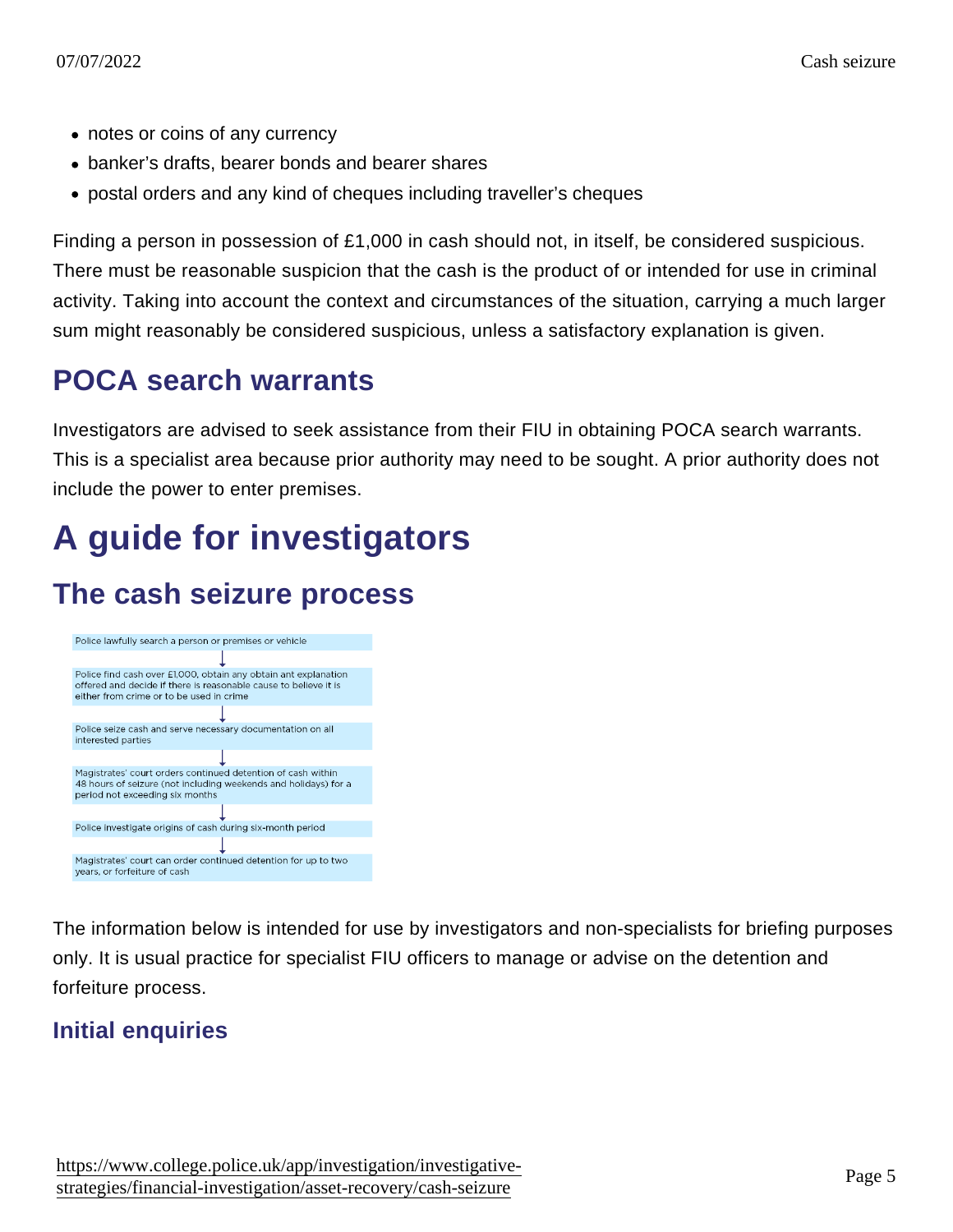- notes or coins of any currency
- banker's drafts, bearer bonds and bearer shares
- postal orders and any kind of cheques including traveller's cheques

Finding a person in possession of £1,000 in cash should not, in itself, be considered suspicious. There must be reasonable suspicion that the cash is the product of or intended for use in criminal activity. Taking into account the context and circumstances of the situation, carrying a much larger sum might reasonably be considered suspicious, unless a satisfactory explanation is given.

## POCA search warrants

Investigators are advised to seek assistance from their FIU in obtaining POCA search warrants. This is a specialist area because prior authority may need to be sought. A prior authority does not include the power to enter premises.

# A guide for investigators

## The cash seizure process

Police lawfully search a person or premises or vehicle

↓

Police find cash over £1,000, obtain any obtain ant explanation offered and decide if there is reasonable cause to believe it is either from crime or to be used in crime

↓

Police seize cash and serve necessary documentation on all interested parties

↓

Magistrates' court orders continued detention of cash within 48 hours of seizure (not including weekends and holidays) for a period not exceeding six months

↓

Police investigate origins of cash during six-month period

↓

Magistrates' court can order continued detention for up to two years, or forfeiture of cash

The information below is intended for use by investigators and non-specialists for briefing purposes only. It is usual practice for specialist FIU officers to manage or advise on the detention and forfeiture process.

### Initial enquiries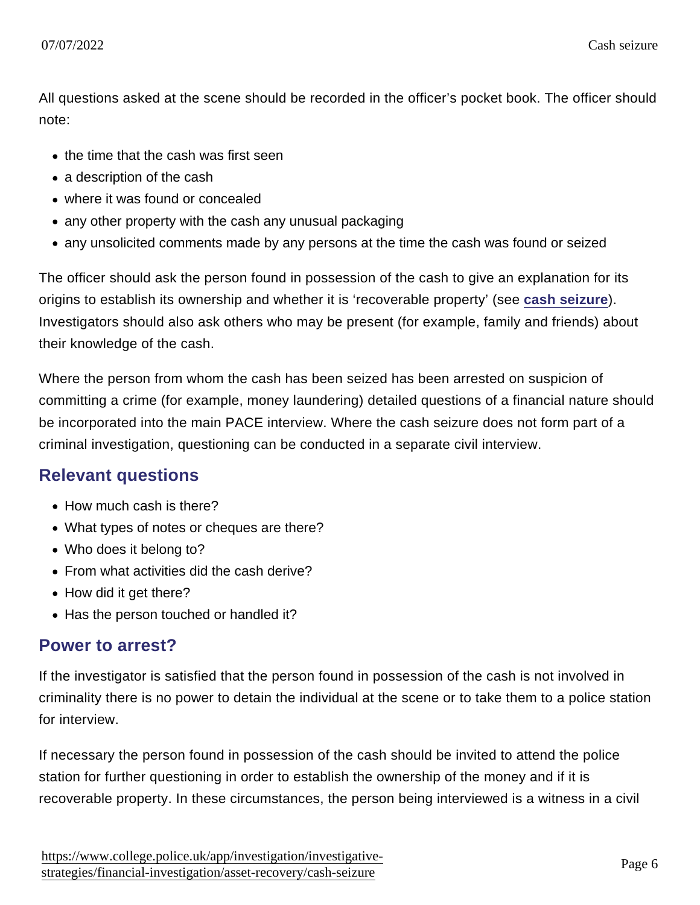All questions asked at the scene should be recorded in the officer's pocket book. The officer should note:

- the time that the cash was first seen
- a description of the cash
- where it was found or concealed
- any other property with the cash any unusual packaging
- any unsolicited comments made by any persons at the time the cash was found or seized

The officer should ask the person found in possession of the cash to give an explanation for its origins to establish its ownership and whether it is 'recoverable property' (see **cash seizure**). Investigators should also ask others who may be present (for example, family and friends) about their knowledge of the cash.

Where the person from whom the cash has been seized has been arrested on suspicion of committing a crime (for example, money laundering) detailed questions of a financial nature should be incorporated into the main PACE interview. Where the cash seizure does not form part of a criminal investigation, questioning can be conducted in a separate civil interview.

## Relevant questions

- How much cash is there?
- What types of notes or cheques are there?
- Who does it belong to?
- From what activities did the cash derive?
- How did it get there?
- Has the person touched or handled it?

## Power to arrest?

If the investigator is satisfied that the person found in possession of the cash is not involved in criminality there is no power to detain the individual at the scene or to take them to a police station for interview.

If necessary the person found in possession of the cash should be invited to attend the police station for further questioning in order to establish the ownership of the money and if it is recoverable property. In these circumstances, the person being interviewed is a witness in a civil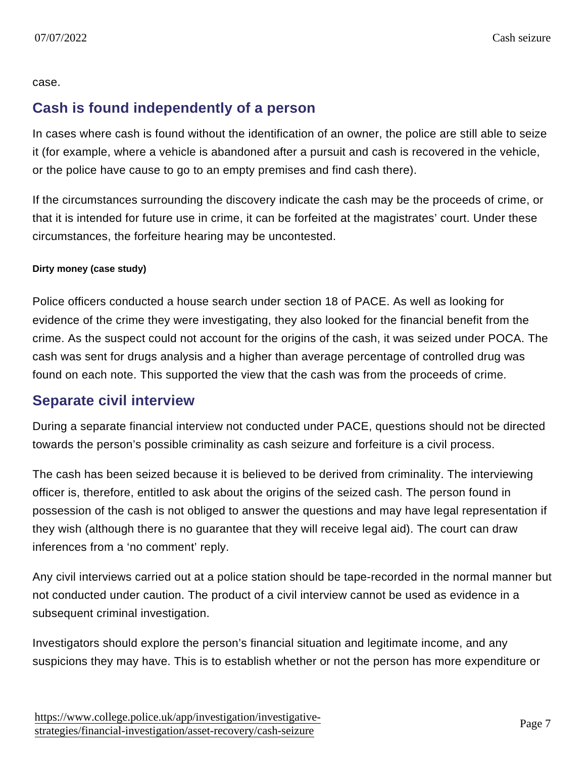case.

## Cash is found independently of a person

In cases where cash is found without the identification of an owner, the police are still able to seize it (for example, where a vehicle is abandoned after a pursuit and cash is recovered in the vehicle, or the police have cause to go to an empty premises and find cash there).

If the circumstances surrounding the discovery indicate the cash may be the proceeds of crime, or that it is intended for future use in crime, it can be forfeited at the magistrates' court. Under these circumstances, the forfeiture hearing may be uncontested.

##### Dirty money (case study)

Police officers conducted a house search under section 18 of PACE. As well as looking for evidence of the crime they were investigating, they also looked for the financial benefit from the crime. As the suspect could not account for the origins of the cash, it was seized under POCA. The cash was sent for drugs analysis and a higher than average percentage of controlled drug was found on each note. This supported the view that the cash was from the proceeds of crime.

## Separate civil interview

During a separate financial interview not conducted under PACE, questions should not be directed towards the person's possible criminality as cash seizure and forfeiture is a civil process.

The cash has been seized because it is believed to be derived from criminality. The interviewing officer is, therefore, entitled to ask about the origins of the seized cash. The person found in possession of the cash is not obliged to answer the questions and may have legal representation if they wish (although there is no guarantee that they will receive legal aid). The court can draw inferences from a 'no comment' reply.

Any civil interviews carried out at a police station should be tape-recorded in the normal manner but not conducted under caution. The product of a civil interview cannot be used as evidence in a subsequent criminal investigation.

Investigators should explore the person's financial situation and legitimate income, and any suspicions they may have. This is to establish whether or not the person has more expenditure or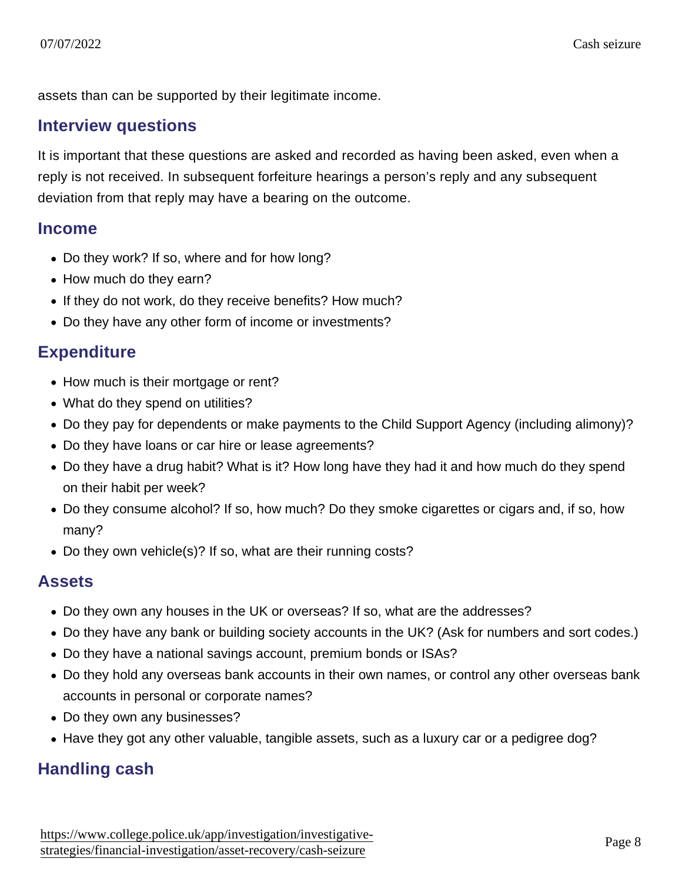assets than can be supported by their legitimate income.

## Interview questions

It is important that these questions are asked and recorded as having been asked, even when a reply is not received. In subsequent forfeiture hearings a person's reply and any subsequent deviation from that reply may have a bearing on the outcome.

### Income

- Do they work? If so, where and for how long?
- How much do they earn?
- If they do not work, do they receive benefits? How much?
- Do they have any other form of income or investments?

### Expenditure

- How much is their mortgage or rent?
- What do they spend on utilities?
- Do they pay for dependents or make payments to the Child Support Agency (including alimony)?
- Do they have loans or car hire or lease agreements?
- Do they have a drug habit? What is it? How long have they had it and how much do they spend on their habit per week?
- Do they consume alcohol? If so, how much? Do they smoke cigarettes or cigars and, if so, how many?
- Do they own vehicle(s)? If so, what are their running costs?

### Assets

- Do they own any houses in the UK or overseas? If so, what are the addresses?
- Do they have any bank or building society accounts in the UK? (Ask for numbers and sort codes.)
- Do they have a national savings account, premium bonds or ISAs?
- Do they hold any overseas bank accounts in their own names, or control any other overseas bank accounts in personal or corporate names?
- Do they own any businesses?
- Have they got any other valuable, tangible assets, such as a luxury car or a pedigree dog?

## Handling cash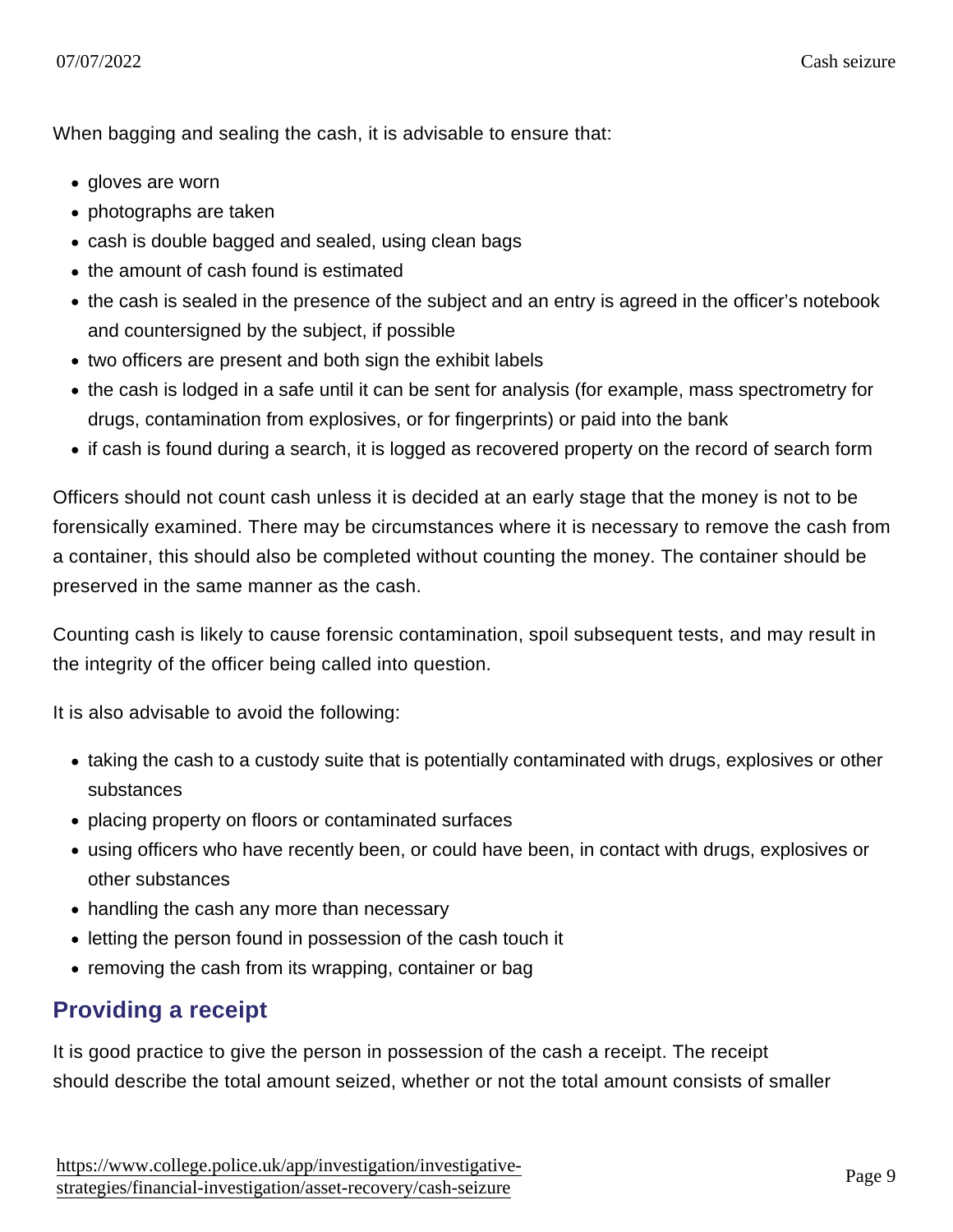When bagging and sealing the cash, it is advisable to ensure that:

- gloves are worn
- photographs are taken
- cash is double bagged and sealed, using clean bags
- the amount of cash found is estimated
- the cash is sealed in the presence of the subject and an entry is agreed in the officer's notebook and countersigned by the subject, if possible
- two officers are present and both sign the exhibit labels
- the cash is lodged in a safe until it can be sent for analysis (for example, mass spectrometry for drugs, contamination from explosives, or for fingerprints) or paid into the bank
- if cash is found during a search, it is logged as recovered property on the record of search form

Officers should not count cash unless it is decided at an early stage that the money is not to be forensically examined. There may be circumstances where it is necessary to remove the cash from a container, this should also be completed without counting the money. The container should be preserved in the same manner as the cash.

Counting cash is likely to cause forensic contamination, spoil subsequent tests, and may result in the integrity of the officer being called into question.

It is also advisable to avoid the following:

- taking the cash to a custody suite that is potentially contaminated with drugs, explosives or other substances
- placing property on floors or contaminated surfaces
- using officers who have recently been, or could have been, in contact with drugs, explosives or other substances
- handling the cash any more than necessary
- letting the person found in possession of the cash touch it
- removing the cash from its wrapping, container or bag

## Providing a receipt

It is good practice to give the person in possession of the cash a receipt. The receipt should describe the total amount seized, whether or not the total amount consists of smaller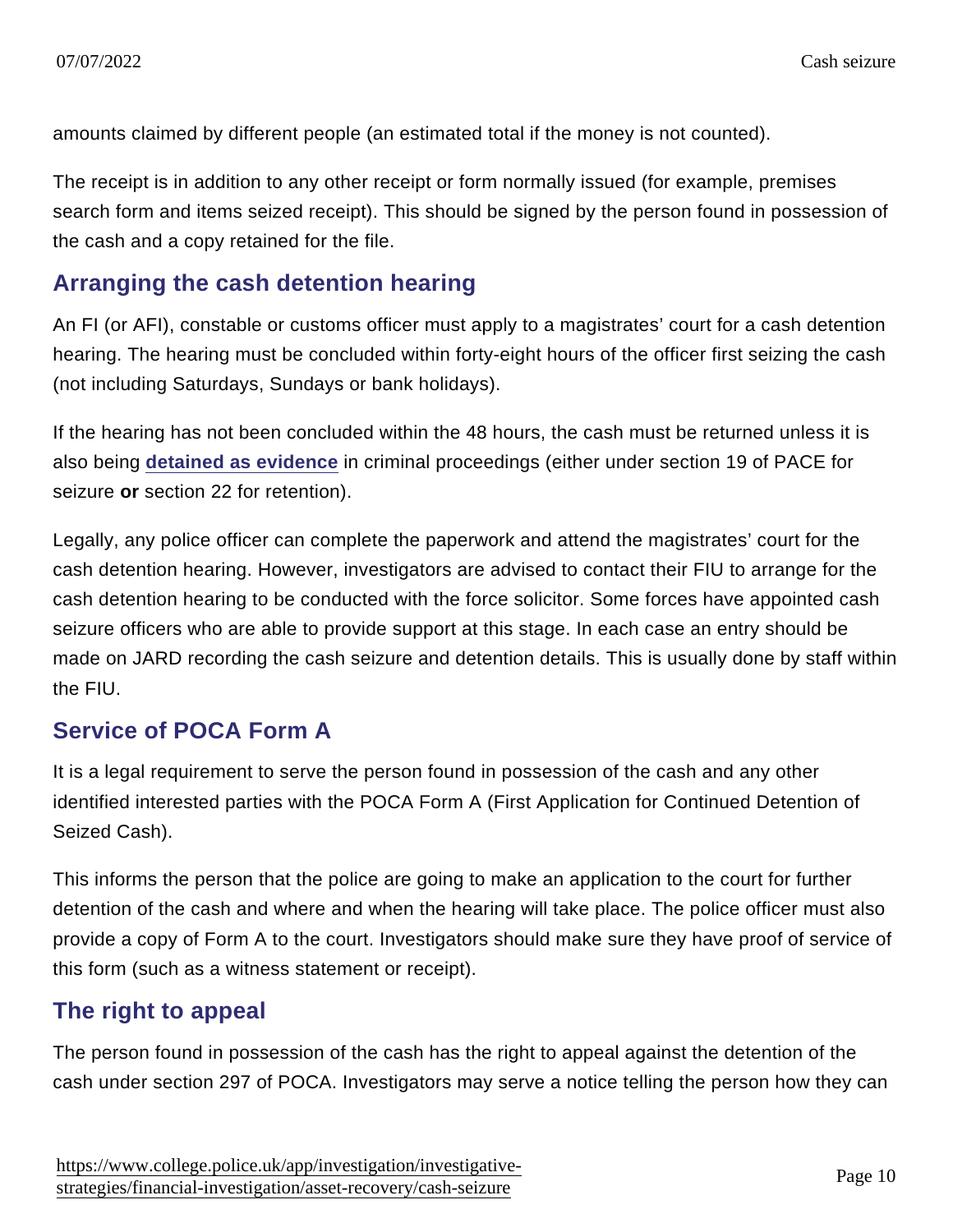amounts claimed by different people (an estimated total if the money is not counted).

The receipt is in addition to any other receipt or form normally issued (for example, premises search form and items seized receipt). This should be signed by the person found in possession of the cash and a copy retained for the file.

## Arranging the cash detention hearing

An FI (or AFI), constable or customs officer must apply to a magistrates' court for a cash detention hearing. The hearing must be concluded within forty-eight hours of the officer first seizing the cash (not including Saturdays, Sundays or bank holidays).

If the hearing has not been concluded within the 48 hours, the cash must be returned unless it is also being detained as evidence in criminal proceedings (either under section 19 of PACE for seizure **or** section 22 for retention).

Legally, any police officer can complete the paperwork and attend the magistrates' court for the cash detention hearing. However, investigators are advised to contact their FIU to arrange for the cash detention hearing to be conducted with the force solicitor. Some forces have appointed cash seizure officers who are able to provide support at this stage. In each case an entry should be made on JARD recording the cash seizure and detention details. This is usually done by staff within the FIU.

## Service of POCA Form A

It is a legal requirement to serve the person found in possession of the cash and any other identified interested parties with the POCA Form A (First Application for Continued Detention of Seized Cash).

This informs the person that the police are going to make an application to the court for further detention of the cash and where and when the hearing will take place. The police officer must also provide a copy of Form A to the court. Investigators should make sure they have proof of service of this form (such as a witness statement or receipt).

## The right to appeal

The person found in possession of the cash has the right to appeal against the detention of the cash under section 297 of POCA. Investigators may serve a notice telling the person how they can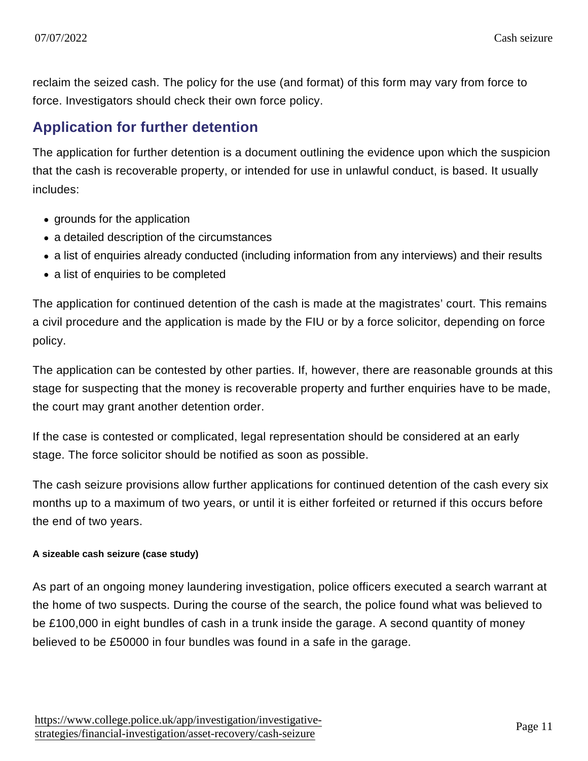reclaim the seized cash. The policy for the use (and format) of this form may vary from force to force. Investigators should check their own force policy.

## Application for further detention

The application for further detention is a document outlining the evidence upon which the suspicion that the cash is recoverable property, or intended for use in unlawful conduct, is based. It usually includes:

- grounds for the application
- a detailed description of the circumstances
- a list of enquiries already conducted (including information from any interviews) and their results
- a list of enquiries to be completed

The application for continued detention of the cash is made at the magistrates' court. This remains a civil procedure and the application is made by the FIU or by a force solicitor, depending on force policy.

The application can be contested by other parties. If, however, there are reasonable grounds at this stage for suspecting that the money is recoverable property and further enquiries have to be made, the court may grant another detention order.

If the case is contested or complicated, legal representation should be considered at an early stage. The force solicitor should be notified as soon as possible.

The cash seizure provisions allow further applications for continued detention of the cash every six months up to a maximum of two years, or until it is either forfeited or returned if this occurs before the end of two years.

#### A sizeable cash seizure (case study)

As part of an ongoing money laundering investigation, police officers executed a search warrant at the home of two suspects. During the course of the search, the police found what was believed to be £100,000 in eight bundles of cash in a trunk inside the garage. A second quantity of money believed to be £50000 in four bundles was found in a safe in the garage.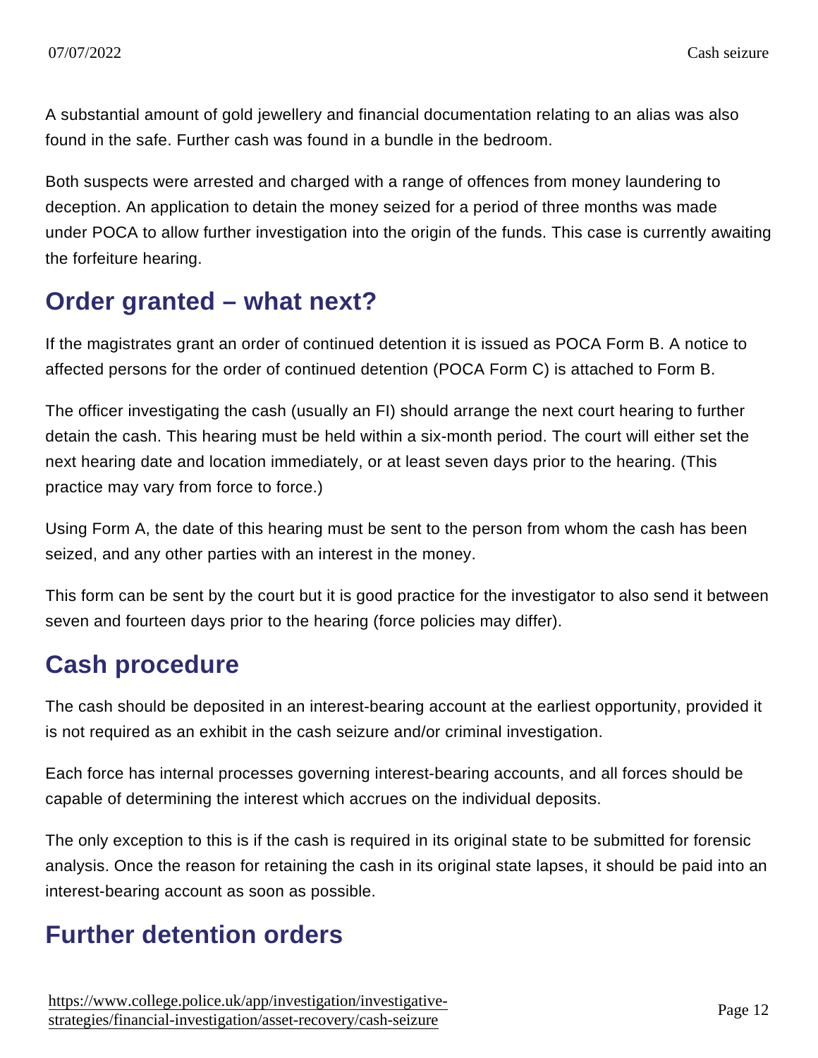A substantial amount of gold jewellery and financial documentation relating to an alias was also found in the safe. Further cash was found in a bundle in the bedroom.

Both suspects were arrested and charged with a range of offences from money laundering to deception. An application to detain the money seized for a period of three months was made under POCA to allow further investigation into the origin of the funds. This case is currently awaiting the forfeiture hearing.

## Order granted – what next?

If the magistrates grant an order of continued detention it is issued as POCA Form B. A notice to affected persons for the order of continued detention (POCA Form C) is attached to Form B.

The officer investigating the cash (usually an FI) should arrange the next court hearing to further detain the cash. This hearing must be held within a six-month period. The court will either set the next hearing date and location immediately, or at least seven days prior to the hearing. (This practice may vary from force to force.)

Using Form A, the date of this hearing must be sent to the person from whom the cash has been seized, and any other parties with an interest in the money.

This form can be sent by the court but it is good practice for the investigator to also send it between seven and fourteen days prior to the hearing (force policies may differ).

## Cash procedure

The cash should be deposited in an interest-bearing account at the earliest opportunity, provided it is not required as an exhibit in the cash seizure and/or criminal investigation.

Each force has internal processes governing interest-bearing accounts, and all forces should be capable of determining the interest which accrues on the individual deposits.

The only exception to this is if the cash is required in its original state to be submitted for forensic analysis. Once the reason for retaining the cash in its original state lapses, it should be paid into an interest-bearing account as soon as possible.

## Further detention orders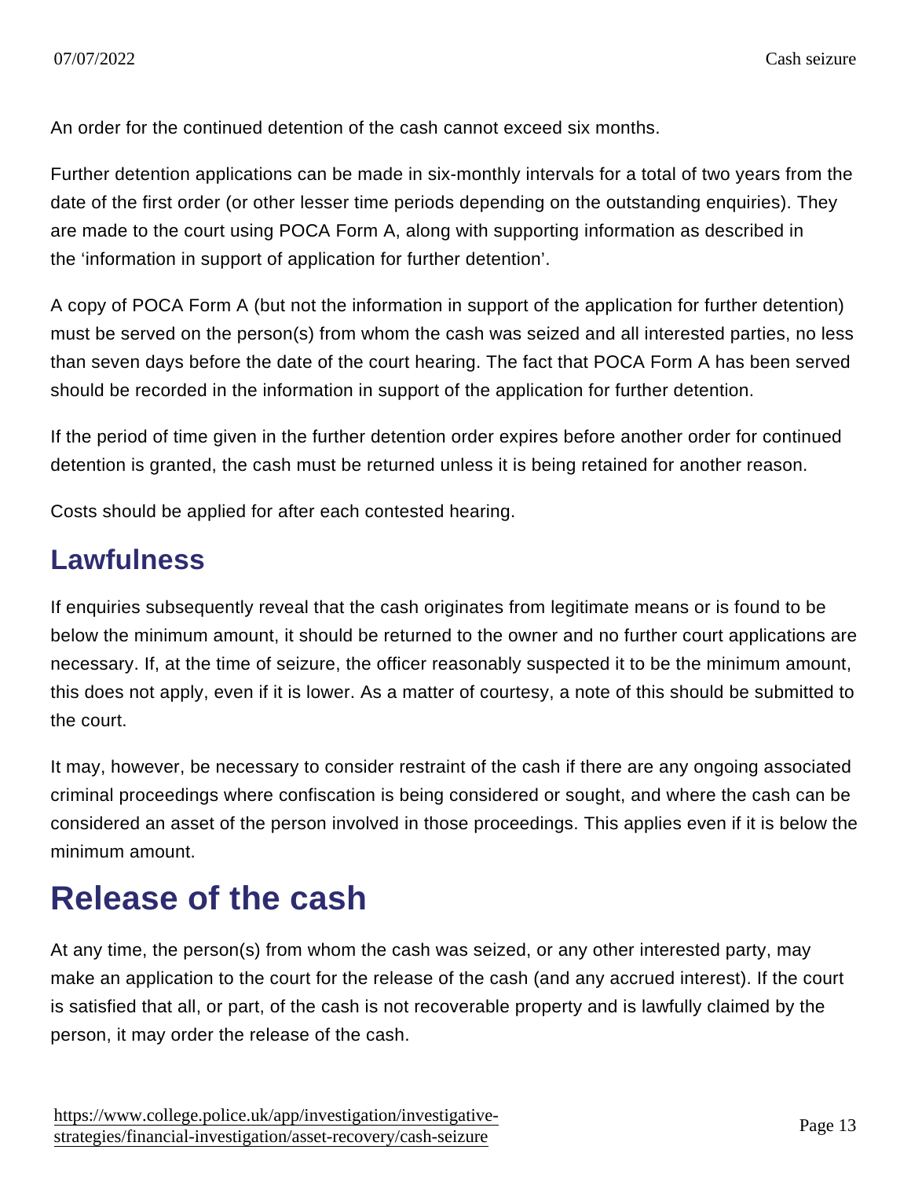An order for the continued detention of the cash cannot exceed six months.

Further detention applications can be made in six-monthly intervals for a total of two years from the date of the first order (or other lesser time periods depending on the outstanding enquiries). They are made to the court using POCA Form A, along with supporting information as described in the ‘information in support of application for further detention’.

A copy of POCA Form A (but not the information in support of the application for further detention) must be served on the person(s) from whom the cash was seized and all interested parties, no less than seven days before the date of the court hearing. The fact that POCA Form A has been served should be recorded in the information in support of the application for further detention.

If the period of time given in the further detention order expires before another order for continued detention is granted, the cash must be returned unless it is being retained for another reason.

Costs should be applied for after each contested hearing.

## Lawfulness

If enquiries subsequently reveal that the cash originates from legitimate means or is found to be below the minimum amount, it should be returned to the owner and no further court applications are necessary. If, at the time of seizure, the officer reasonably suspected it to be the minimum amount, this does not apply, even if it is lower. As a matter of courtesy, a note of this should be submitted to the court.

It may, however, be necessary to consider restraint of the cash if there are any ongoing associated criminal proceedings where confiscation is being considered or sought, and where the cash can be considered an asset of the person involved in those proceedings. This applies even if it is below the minimum amount.

# Release of the cash

At any time, the person(s) from whom the cash was seized, or any other interested party, may make an application to the court for the release of the cash (and any accrued interest). If the court is satisfied that all, or part, of the cash is not recoverable property and is lawfully claimed by the person, it may order the release of the cash.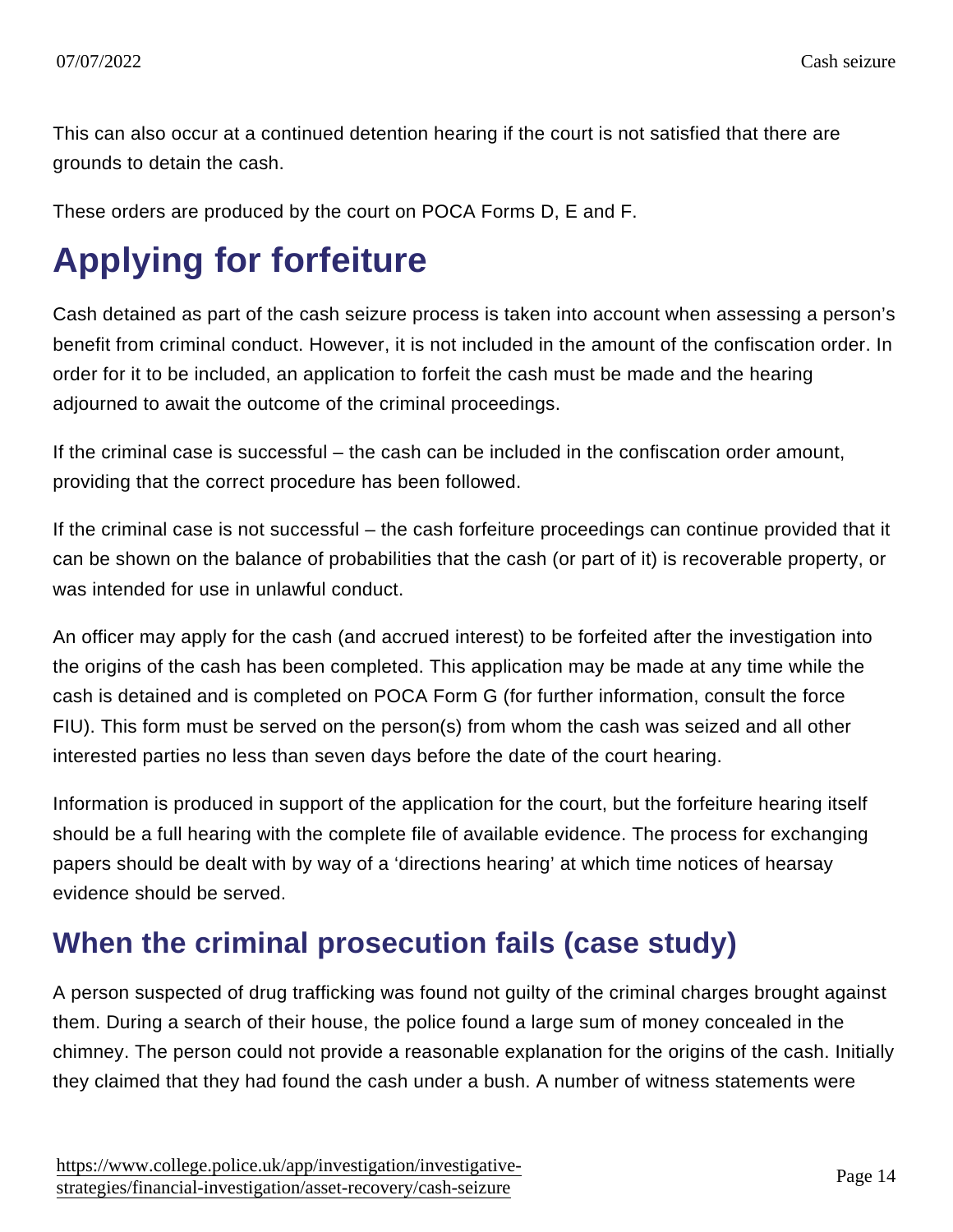This can also occur at a continued detention hearing if the court is not satisfied that there are grounds to detain the cash.

These orders are produced by the court on POCA Forms D, E and F.

# Applying for forfeiture

Cash detained as part of the cash seizure process is taken into account when assessing a person's benefit from criminal conduct. However, it is not included in the amount of the confiscation order. In order for it to be included, an application to forfeit the cash must be made and the hearing adjourned to await the outcome of the criminal proceedings.

If the criminal case is successful – the cash can be included in the confiscation order amount, providing that the correct procedure has been followed.

If the criminal case is not successful – the cash forfeiture proceedings can continue provided that it can be shown on the balance of probabilities that the cash (or part of it) is recoverable property, or was intended for use in unlawful conduct.

An officer may apply for the cash (and accrued interest) to be forfeited after the investigation into the origins of the cash has been completed. This application may be made at any time while the cash is detained and is completed on POCA Form G (for further information, consult the force FIU). This form must be served on the person(s) from whom the cash was seized and all other interested parties no less than seven days before the date of the court hearing.

Information is produced in support of the application for the court, but the forfeiture hearing itself should be a full hearing with the complete file of available evidence. The process for exchanging papers should be dealt with by way of a 'directions hearing' at which time notices of hearsay evidence should be served.

## When the criminal prosecution fails (case study)

A person suspected of drug trafficking was found not guilty of the criminal charges brought against them. During a search of their house, the police found a large sum of money concealed in the chimney. The person could not provide a reasonable explanation for the origins of the cash. Initially they claimed that they had found the cash under a bush. A number of witness statements were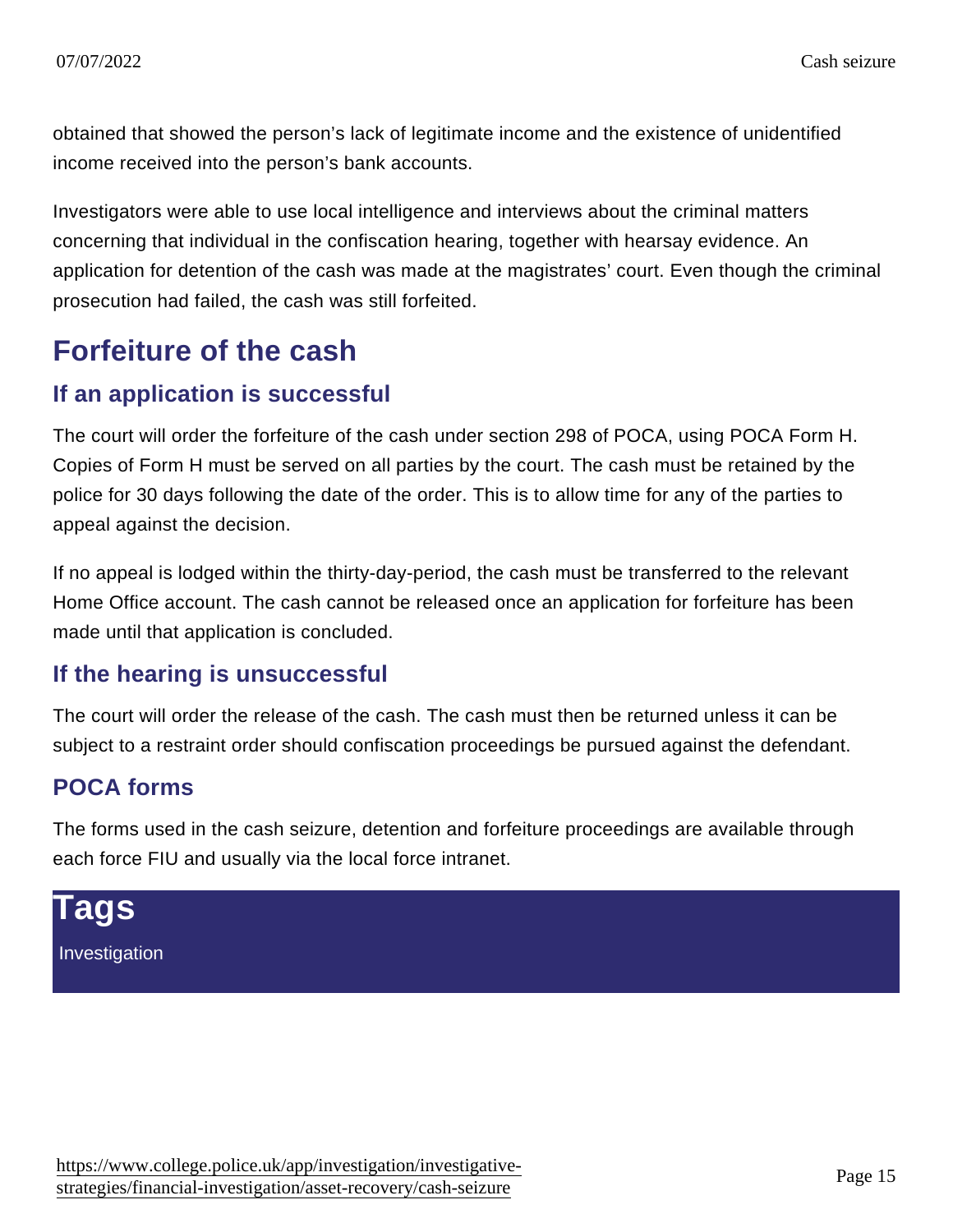obtained that showed the person's lack of legitimate income and the existence of unidentified income received into the person's bank accounts.

Investigators were able to use local intelligence and interviews about the criminal matters concerning that individual in the confiscation hearing, together with hearsay evidence. An application for detention of the cash was made at the magistrates' court. Even though the criminal prosecution had failed, the cash was still forfeited.

# Forfeiture of the cash

## If an application is successful

The court will order the forfeiture of the cash under section 298 of POCA, using POCA Form H. Copies of Form H must be served on all parties by the court. The cash must be retained by the police for 30 days following the date of the order. This is to allow time for any of the parties to appeal against the decision.

If no appeal is lodged within the thirty-day-period, the cash must be transferred to the relevant Home Office account. The cash cannot be released once an application for forfeiture has been made until that application is concluded.

## If the hearing is unsuccessful

The court will order the release of the cash. The cash must then be returned unless it can be subject to a restraint order should confiscation proceedings be pursued against the defendant.

## POCA forms

The forms used in the cash seizure, detention and forfeiture proceedings are available through each force FIU and usually via the local force intranet.

# Tags

Investigation